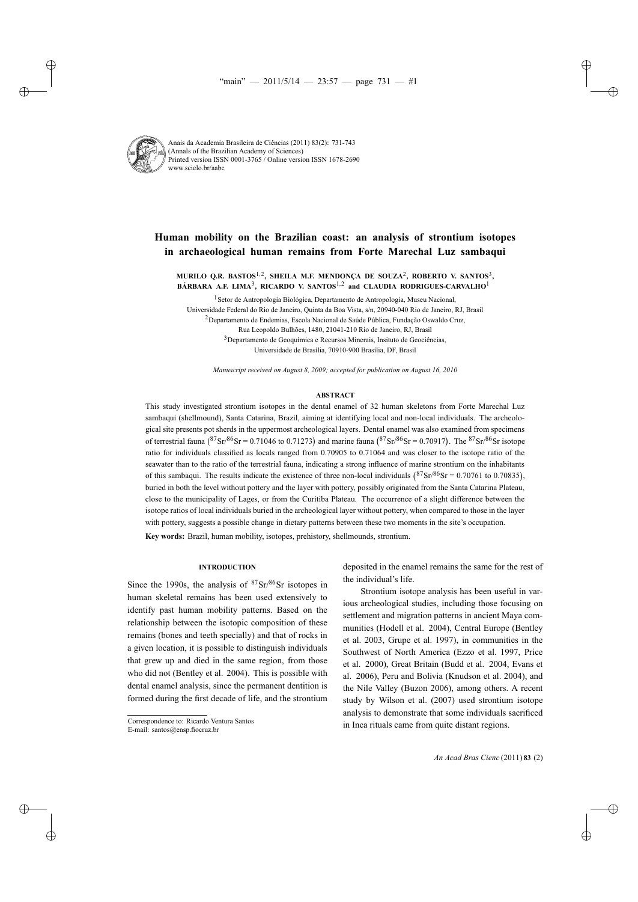# Human mobility on the Brazilian coast: an analysis of strontium isotopes in archaeological human remains from Forte Marechal Luz sambaqui

**MURILO Q.R. BASTOS**[1,2], **SHEILA M.F. MENDONÇA DE SOUZA**[2], **ROBERTO V. SANTOS**[3], **BÁRBARA A.F. LIMA**[3], **RICARDO V. SANTOS**[1,2] **and CLAUDIA RODRIGUES-CARVALHO**[1]

[1]Setor de Antropologia Biológica, Departamento de Antropologia, Museu Nacional, Universidade Federal do Rio de Janeiro, Quinta da Boa Vista, s/n, 20940-040 Rio de Janeiro, RJ, Brasil

[2]Departamento de Endemias, Escola Nacional de Saúde Pública, Fundação Oswaldo Cruz, Rua Leopoldo Bulhões, 1480, 21041-210 Rio de Janeiro, RJ, Brasil

[3]Departamento de Geoquímica e Recursos Minerais, Insituto de Geociências, Universidade de Brasília, 70910-900 Brasília, DF, Brasil

*Manuscript received on August 8, 2009; accepted for publication on August 16, 2010*

## ABSTRACT

This study investigated strontium isotopes in the dental enamel of 32 human skeletons from Forte Marechal Luz sambaqui (shellmound), Santa Catarina, Brazil, aiming at identifying local and non-local individuals. The archeological site presents pot sherds in the uppermost archeological layers. Dental enamel was also examined from specimens of terrestrial fauna ($^{87}Sr/^{86}Sr$ = 0.71046 to 0.71273) and marine fauna ($^{87}Sr/^{86}Sr$ = 0.70917). The $^{87}Sr/^{86}Sr$ isotope ratio for individuals classified as locals ranged from 0.70905 to 0.71064 and was closer to the isotope ratio of the seawater than to the ratio of the terrestrial fauna, indicating a strong influence of marine strontium on the inhabitants of this sambaqui. The results indicate the existence of three non-local individuals ($^{87}Sr/^{86}Sr$ = 0.70761 to 0.70835), buried in both the level without pottery and the layer with pottery, possibly originated from the Santa Catarina Plateau, close to the municipality of Lages, or from the Curitiba Plateau. The occurrence of a slight difference between the isotope ratios of local individuals buried in the archeological layer without pottery, when compared to those in the layer with pottery, suggests a possible change in dietary patterns between these two moments in the site's occupation.

**Key words:** Brazil, human mobility, isotopes, prehistory, shellmounds, strontium.

## INTRODUCTION

Since the 1990s, the analysis of $^{87}Sr/^{86}Sr$ isotopes in human skeletal remains has been used extensively to identify past human mobility patterns. Based on the relationship between the isotopic composition of these remains (bones and teeth specially) and that of rocks in a given location, it is possible to distinguish individuals that grew up and died in the same region, from those who did not (Bentley et al. 2004). This is possible with dental enamel analysis, since the permanent dentition is formed during the first decade of life, and the strontium deposited in the enamel remains the same for the rest of the individual's life.

Strontium isotope analysis has been useful in various archeological studies, including those focusing on settlement and migration patterns in ancient Maya communities (Hodell et al. 2004), Central Europe (Bentley et al. 2003, Grupe et al. 1997), in communities in the Southwest of North America (Ezzo et al. 1997, Price et al. 2000), Great Britain (Budd et al. 2004, Evans et al. 2006), Peru and Bolivia (Knudson et al. 2004), and the Nile Valley (Buzon 2006), among others. A recent study by Wilson et al. (2007) used strontium isotope analysis to demonstrate that some individuals sacrificed in Inca rituals came from quite distant regions.

Correspondence to: Ricardo Ventura Santos
E-mail: santos@ensp.fiocruz.br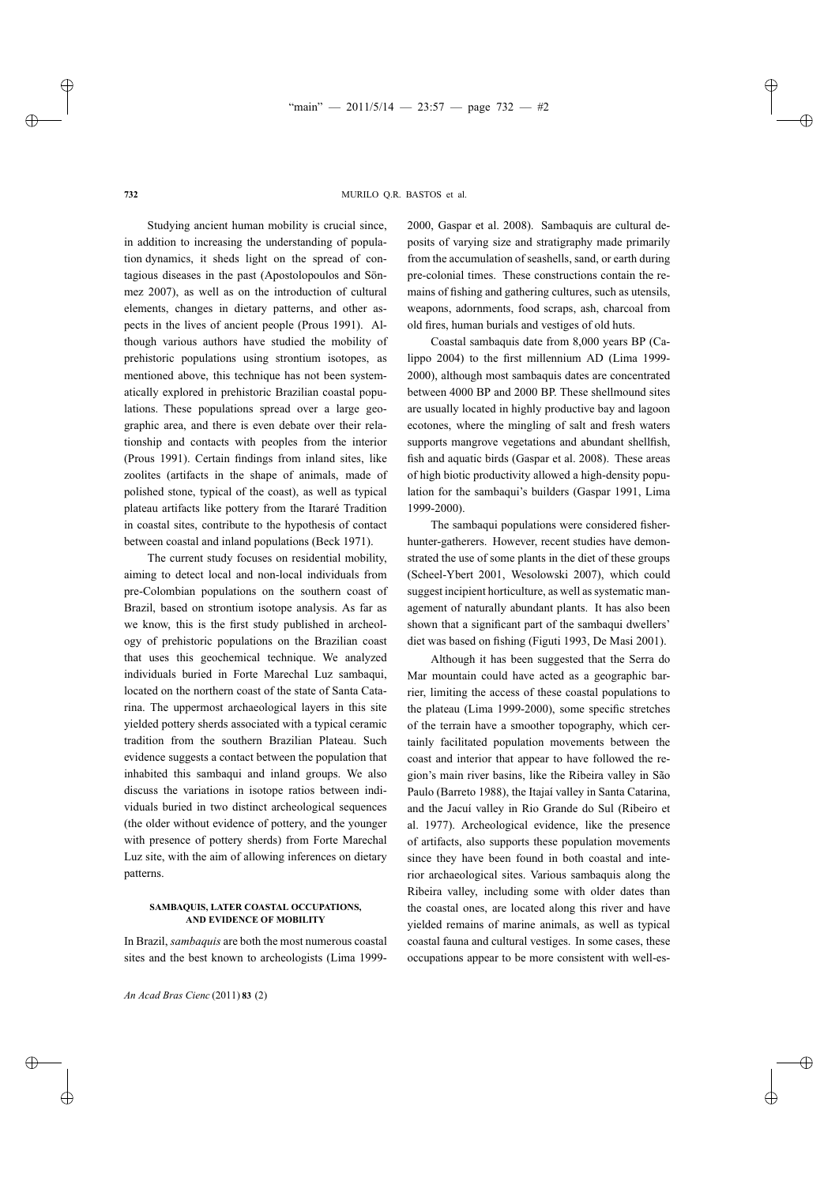Studying ancient human mobility is crucial since, in addition to increasing the understanding of population dynamics, it sheds light on the spread of contagious diseases in the past (Apostolopoulos and Sönmez 2007), as well as on the introduction of cultural elements, changes in dietary patterns, and other aspects in the lives of ancient people (Prous 1991). Although various authors have studied the mobility of prehistoric populations using strontium isotopes, as mentioned above, this technique has not been systematically explored in prehistoric Brazilian coastal populations. These populations spread over a large geographic area, and there is even debate over their relationship and contacts with peoples from the interior (Prous 1991). Certain findings from inland sites, like zoolites (artifacts in the shape of animals, made of polished stone, typical of the coast), as well as typical plateau artifacts like pottery from the Itararé Tradition in coastal sites, contribute to the hypothesis of contact between coastal and inland populations (Beck 1971).

The current study focuses on residential mobility, aiming to detect local and non-local individuals from pre-Colombian populations on the southern coast of Brazil, based on strontium isotope analysis. As far as we know, this is the first study published in archeology of prehistoric populations on the Brazilian coast that uses this geochemical technique. We analyzed individuals buried in Forte Marechal Luz sambaqui, located on the northern coast of the state of Santa Catarina. The uppermost archaeological layers in this site yielded pottery sherds associated with a typical ceramic tradition from the southern Brazilian Plateau. Such evidence suggests a contact between the population that inhabited this sambaqui and inland groups. We also discuss the variations in isotope ratios between individuals buried in two distinct archeological sequences (the older without evidence of pottery, and the younger with presence of pottery sherds) from Forte Marechal Luz site, with the aim of allowing inferences on dietary patterns.

## SAMBAQUIS, LATER COASTAL OCCUPATIONS, AND EVIDENCE OF MOBILITY

In Brazil, *sambaquis* are both the most numerous coastal sites and the best known to archeologists (Lima 1999-2000, Gaspar et al. 2008). Sambaquis are cultural deposits of varying size and stratigraphy made primarily from the accumulation of seashells, sand, or earth during pre-colonial times. These constructions contain the remains of fishing and gathering cultures, such as utensils, weapons, adornments, food scraps, ash, charcoal from old fires, human burials and vestiges of old huts.

Coastal sambaquis date from 8,000 years BP (Calippo 2004) to the first millennium AD (Lima 1999-2000), although most sambaquis dates are concentrated between 4000 BP and 2000 BP. These shellmound sites are usually located in highly productive bay and lagoon ecotones, where the mingling of salt and fresh waters supports mangrove vegetations and abundant shellfish, fish and aquatic birds (Gaspar et al. 2008). These areas of high biotic productivity allowed a high-density population for the sambaqui's builders (Gaspar 1991, Lima 1999-2000).

The sambaqui populations were considered fisher-hunter-gatherers. However, recent studies have demonstrated the use of some plants in the diet of these groups (Scheel-Ybert 2001, Wesolowski 2007), which could suggest incipient horticulture, as well as systematic management of naturally abundant plants. It has also been shown that a significant part of the sambaqui dwellers' diet was based on fishing (Figuti 1993, De Masi 2001).

Although it has been suggested that the Serra do Mar mountain could have acted as a geographic barrier, limiting the access of these coastal populations to the plateau (Lima 1999-2000), some specific stretches of the terrain have a smoother topography, which certainly facilitated population movements between the coast and interior that appear to have followed the region's main river basins, like the Ribeira valley in São Paulo (Barreto 1988), the Itajaí valley in Santa Catarina, and the Jacuí valley in Rio Grande do Sul (Ribeiro et al. 1977). Archeological evidence, like the presence of artifacts, also supports these population movements since they have been found in both coastal and interior archaeological sites. Various sambaquis along the Ribeira valley, including some with older dates than the coastal ones, are located along this river and have yielded remains of marine animals, as well as typical coastal fauna and cultural vestiges. In some cases, these occupations appear to be more consistent with well-es-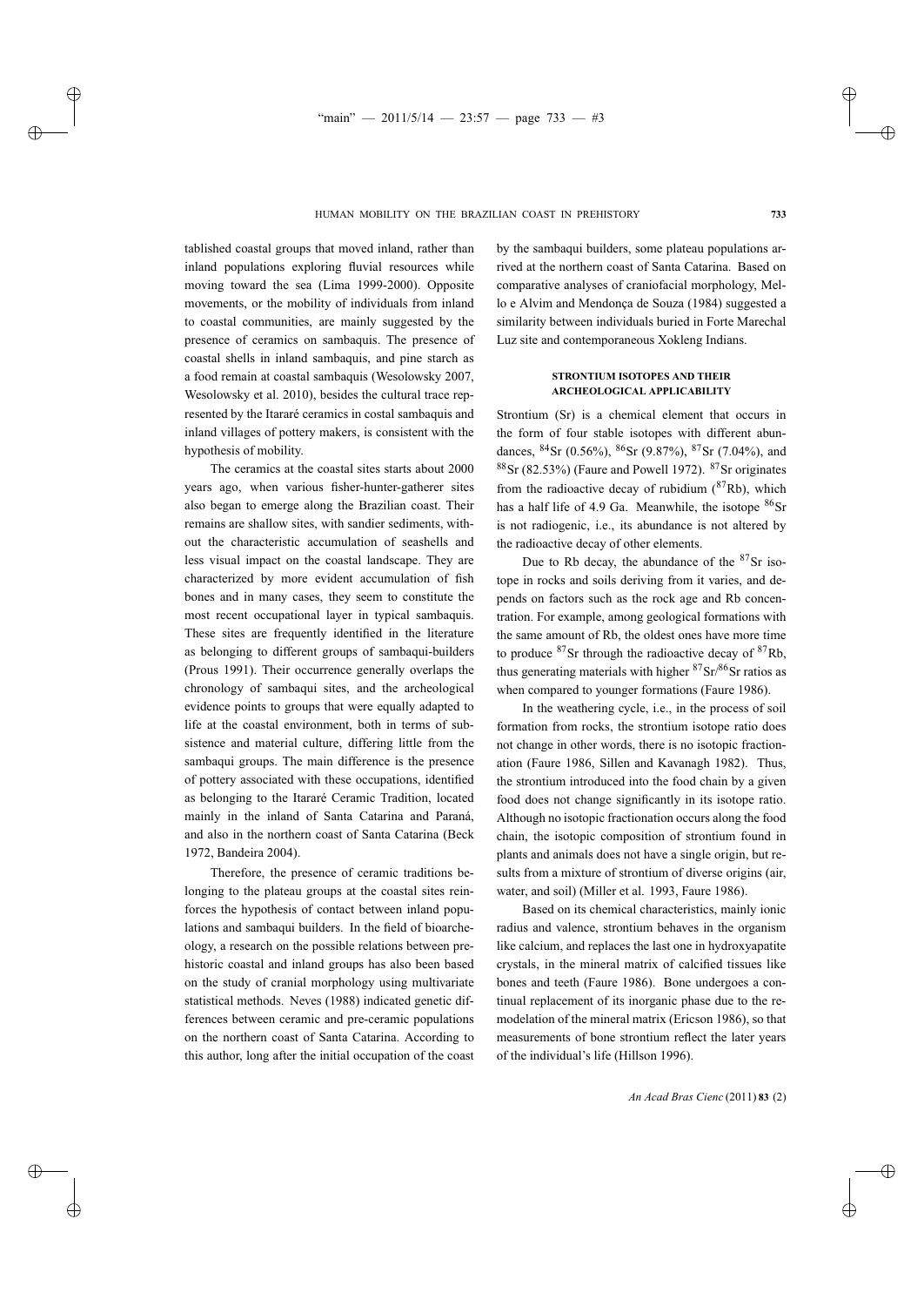tablished coastal groups that moved inland, rather than inland populations exploring fluvial resources while moving toward the sea (Lima 1999-2000). Opposite movements, or the mobility of individuals from inland to coastal communities, are mainly suggested by the presence of ceramics on sambaquis. The presence of coastal shells in inland sambaquis, and pine starch as a food remain at coastal sambaquis (Wesolowsky 2007, Wesolowsky et al. 2010), besides the cultural trace represented by the Itararé ceramics in costal sambaquis and inland villages of pottery makers, is consistent with the hypothesis of mobility.

The ceramics at the coastal sites starts about 2000 years ago, when various fisher-hunter-gatherer sites also began to emerge along the Brazilian coast. Their remains are shallow sites, with sandier sediments, without the characteristic accumulation of seashells and less visual impact on the coastal landscape. They are characterized by more evident accumulation of fish bones and in many cases, they seem to constitute the most recent occupational layer in typical sambaquis. These sites are frequently identified in the literature as belonging to different groups of sambaqui-builders (Prous 1991). Their occurrence generally overlaps the chronology of sambaqui sites, and the archeological evidence points to groups that were equally adapted to life at the coastal environment, both in terms of subsistence and material culture, differing little from the sambaqui groups. The main difference is the presence of pottery associated with these occupations, identified as belonging to the Itararé Ceramic Tradition, located mainly in the inland of Santa Catarina and Paraná, and also in the northern coast of Santa Catarina (Beck 1972, Bandeira 2004).

Therefore, the presence of ceramic traditions belonging to the plateau groups at the coastal sites reinforces the hypothesis of contact between inland populations and sambaqui builders. In the field of bioarcheology, a research on the possible relations between prehistoric coastal and inland groups has also been based on the study of cranial morphology using multivariate statistical methods. Neves (1988) indicated genetic differences between ceramic and pre-ceramic populations on the northern coast of Santa Catarina. According to this author, long after the initial occupation of the coast by the sambaqui builders, some plateau populations arrived at the northern coast of Santa Catarina. Based on comparative analyses of craniofacial morphology, Mello e Alvim and Mendonça de Souza (1984) suggested a similarity between individuals buried in Forte Marechal Luz site and contemporaneous Xokleng Indians.

## STRONTIUM ISOTOPES AND THEIR ARCHEOLOGICAL APPLICABILITY

Strontium (Sr) is a chemical element that occurs in the form of four stable isotopes with different abundances, $^{84}$Sr (0.56%), $^{86}$Sr (9.87%), $^{87}$Sr (7.04%), and $^{88}$Sr (82.53%) (Faure and Powell 1972). $^{87}$Sr originates from the radioactive decay of rubidium ($^{87}$Rb), which has a half life of 4.9 Ga. Meanwhile, the isotope $^{86}$Sr is not radiogenic, i.e., its abundance is not altered by the radioactive decay of other elements.

Due to Rb decay, the abundance of the $^{87}$Sr isotope in rocks and soils deriving from it varies, and depends on factors such as the rock age and Rb concentration. For example, among geological formations with the same amount of Rb, the oldest ones have more time to produce $^{87}$Sr through the radioactive decay of $^{87}$Rb, thus generating materials with higher $^{87}$Sr/$^{86}$Sr ratios as when compared to younger formations (Faure 1986).

In the weathering cycle, i.e., in the process of soil formation from rocks, the strontium isotope ratio does not change in other words, there is no isotopic fractionation (Faure 1986, Sillen and Kavanagh 1982). Thus, the strontium introduced into the food chain by a given food does not change significantly in its isotope ratio. Although no isotopic fractionation occurs along the food chain, the isotopic composition of strontium found in plants and animals does not have a single origin, but results from a mixture of strontium of diverse origins (air, water, and soil) (Miller et al. 1993, Faure 1986).

Based on its chemical characteristics, mainly ionic radius and valence, strontium behaves in the organism like calcium, and replaces the last one in hydroxyapatite crystals, in the mineral matrix of calcified tissues like bones and teeth (Faure 1986). Bone undergoes a continual replacement of its inorganic phase due to the remodelation of the mineral matrix (Ericson 1986), so that measurements of bone strontium reflect the later years of the individual's life (Hillson 1996).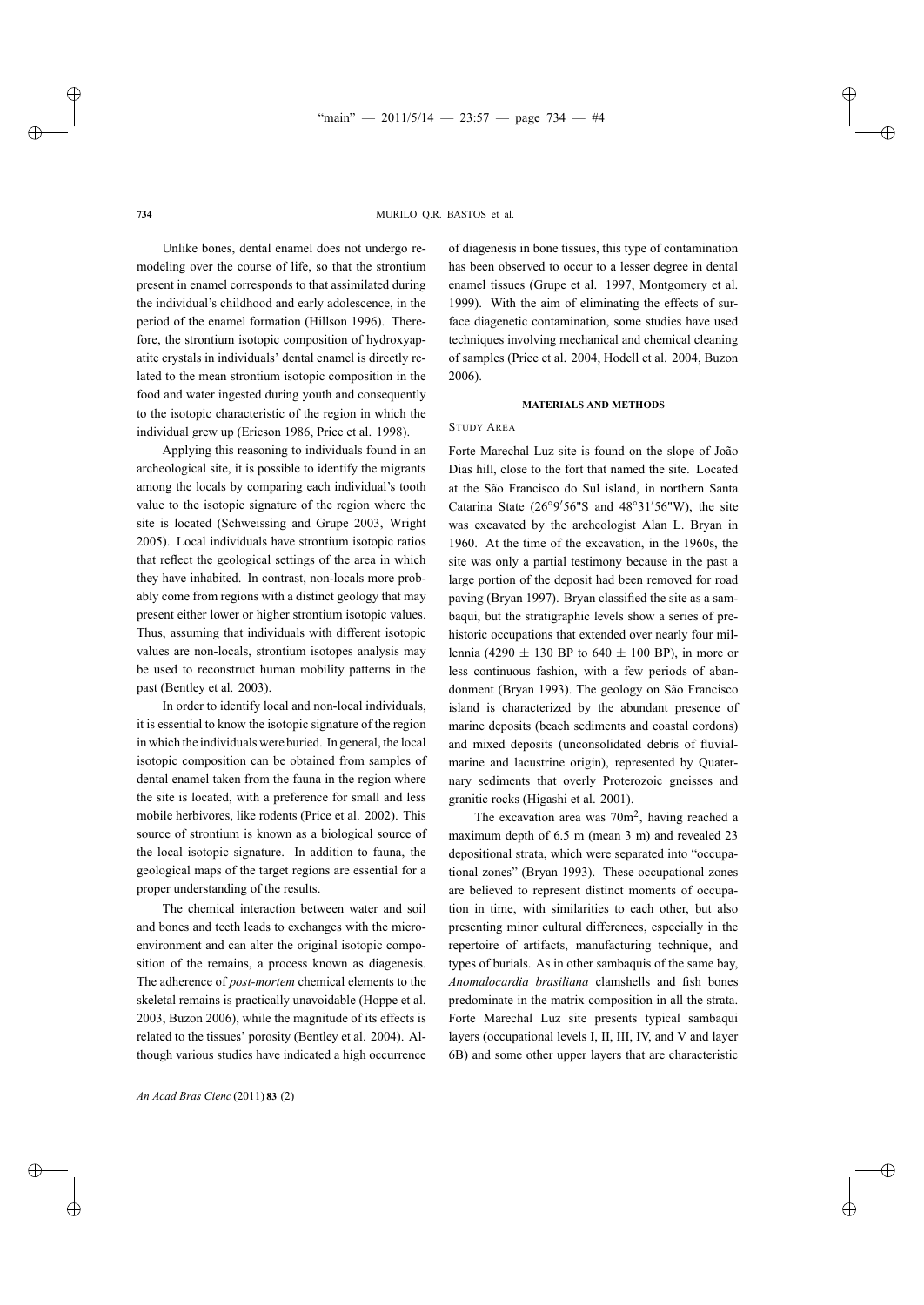Unlike bones, dental enamel does not undergo remodeling over the course of life, so that the strontium present in enamel corresponds to that assimilated during the individual's childhood and early adolescence, in the period of the enamel formation (Hillson 1996). Therefore, the strontium isotopic composition of hydroxyapatite crystals in individuals' dental enamel is directly related to the mean strontium isotopic composition in the food and water ingested during youth and consequently to the isotopic characteristic of the region in which the individual grew up (Ericson 1986, Price et al. 1998).

Applying this reasoning to individuals found in an archeological site, it is possible to identify the migrants among the locals by comparing each individual's tooth value to the isotopic signature of the region where the site is located (Schweissing and Grupe 2003, Wright 2005). Local individuals have strontium isotopic ratios that reflect the geological settings of the area in which they have inhabited. In contrast, non-locals more probably come from regions with a distinct geology that may present either lower or higher strontium isotopic values. Thus, assuming that individuals with different isotopic values are non-locals, strontium isotopes analysis may be used to reconstruct human mobility patterns in the past (Bentley et al. 2003).

In order to identify local and non-local individuals, it is essential to know the isotopic signature of the region in which the individuals were buried. In general, the local isotopic composition can be obtained from samples of dental enamel taken from the fauna in the region where the site is located, with a preference for small and less mobile herbivores, like rodents (Price et al. 2002). This source of strontium is known as a biological source of the local isotopic signature. In addition to fauna, the geological maps of the target regions are essential for a proper understanding of the results.

The chemical interaction between water and soil and bones and teeth leads to exchanges with the microenvironment and can alter the original isotopic composition of the remains, a process known as diagenesis. The adherence of *post-mortem* chemical elements to the skeletal remains is practically unavoidable (Hoppe et al. 2003, Buzon 2006), while the magnitude of its effects is related to the tissues' porosity (Bentley et al. 2004). Although various studies have indicated a high occurrence of diagenesis in bone tissues, this type of contamination has been observed to occur to a lesser degree in dental enamel tissues (Grupe et al. 1997, Montgomery et al. 1999). With the aim of eliminating the effects of surface diagenetic contamination, some studies have used techniques involving mechanical and chemical cleaning of samples (Price et al. 2004, Hodell et al. 2004, Buzon 2006).

## MATERIALS AND METHODS

### STUDY AREA

Forte Marechal Luz site is found on the slope of João Dias hill, close to the fort that named the site. Located at the São Francisco do Sul island, in northern Santa Catarina State (26°9′56"S and 48°31′56"W), the site was excavated by the archeologist Alan L. Bryan in 1960. At the time of the excavation, in the 1960s, the site was only a partial testimony because in the past a large portion of the deposit had been removed for road paving (Bryan 1997). Bryan classified the site as a sambaqui, but the stratigraphic levels show a series of prehistoric occupations that extended over nearly four millennia (4290 $\pm$ 130 BP to 640 $\pm$ 100 BP), in more or less continuous fashion, with a few periods of abandonment (Bryan 1993). The geology on São Francisco island is characterized by the abundant presence of marine deposits (beach sediments and coastal cordons) and mixed deposits (unconsolidated debris of fluvial-marine and lacustrine origin), represented by Quaternary sediments that overly Proterozoic gneisses and granitic rocks (Higashi et al. 2001).

The excavation area was 70m$^2$, having reached a maximum depth of 6.5 m (mean 3 m) and revealed 23 depositional strata, which were separated into "occupational zones" (Bryan 1993). These occupational zones are believed to represent distinct moments of occupation in time, with similarities to each other, but also presenting minor cultural differences, especially in the repertoire of artifacts, manufacturing technique, and types of burials. As in other sambaquis of the same bay, *Anomalocardia brasiliana* clamshells and fish bones predominate in the matrix composition in all the strata. Forte Marechal Luz site presents typical sambaqui layers (occupational levels I, II, III, IV, and V and layer 6B) and some other upper layers that are characteristic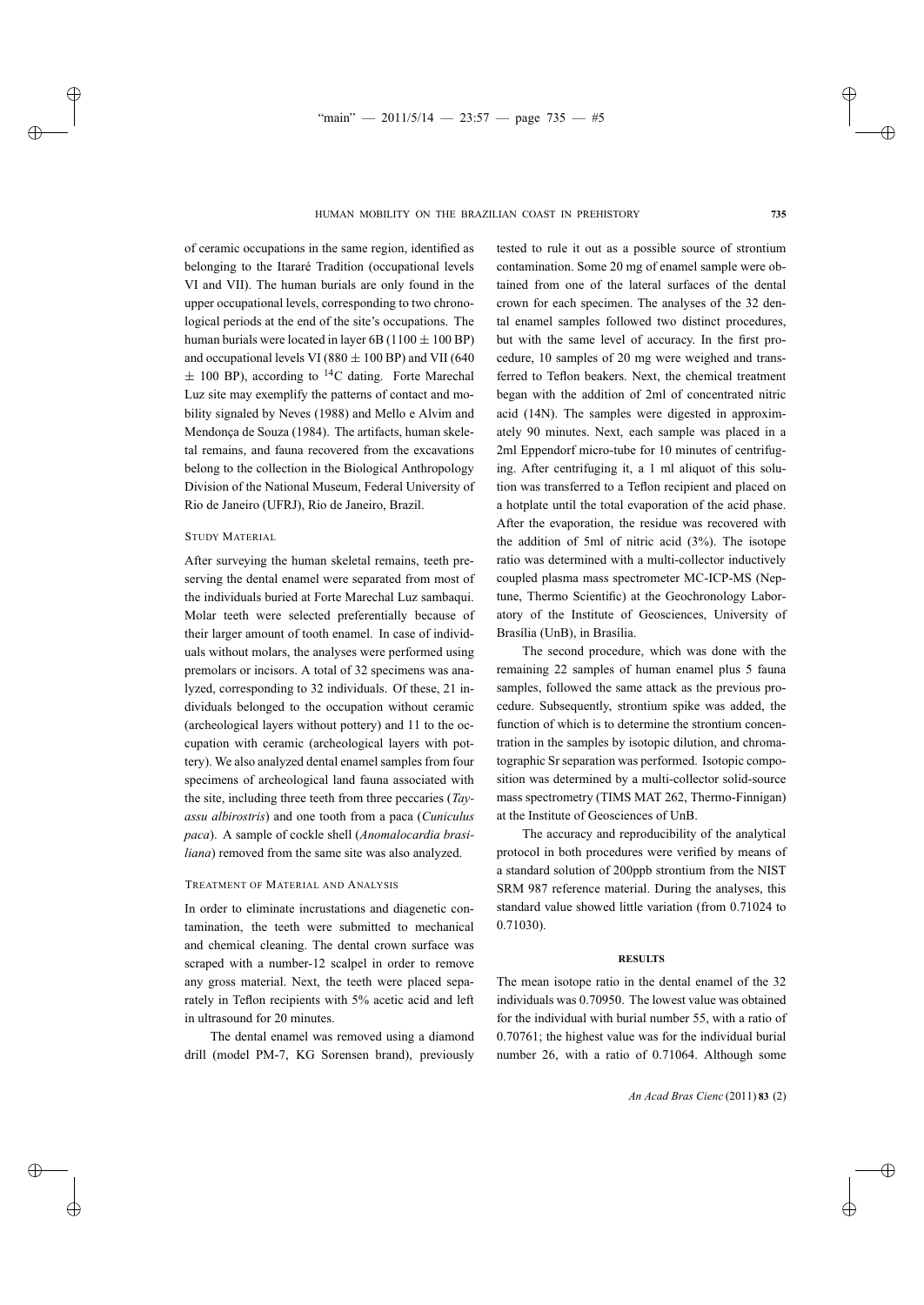of ceramic occupations in the same region, identified as belonging to the Itararé Tradition (occupational levels VI and VII). The human burials are only found in the upper occupational levels, corresponding to two chronological periods at the end of the site's occupations. The human burials were located in layer 6B (1100 ± 100 BP) and occupational levels VI (880 ± 100 BP) and VII (640 ± 100 BP), according to $^{14}C$ dating. Forte Marechal Luz site may exemplify the patterns of contact and mobility signaled by Neves (1988) and Mello e Alvim and Mendonça de Souza (1984). The artifacts, human skeletal remains, and fauna recovered from the excavations belong to the collection in the Biological Anthropology Division of the National Museum, Federal University of Rio de Janeiro (UFRJ), Rio de Janeiro, Brazil.

### Study Material

After surveying the human skeletal remains, teeth preserving the dental enamel were separated from most of the individuals buried at Forte Marechal Luz sambaqui. Molar teeth were selected preferentially because of their larger amount of tooth enamel. In case of individuals without molars, the analyses were performed using premolars or incisors. A total of 32 specimens was analyzed, corresponding to 32 individuals. Of these, 21 individuals belonged to the occupation without ceramic (archeological layers without pottery) and 11 to the occupation with ceramic (archeological layers with pottery). We also analyzed dental enamel samples from four specimens of archeological land fauna associated with the site, including three teeth from three peccaries (*Tayassu albirostris*) and one tooth from a paca (*Cuniculus paca*). A sample of cockle shell (*Anomalocardia brasiliana*) removed from the same site was also analyzed.

### Treatment of Material and Analysis

In order to eliminate incrustations and diagenetic contamination, the teeth were submitted to mechanical and chemical cleaning. The dental crown surface was scraped with a number-12 scalpel in order to remove any gross material. Next, the teeth were placed separately in Teflon recipients with 5% acetic acid and left in ultrasound for 20 minutes.

The dental enamel was removed using a diamond drill (model PM-7, KG Sorensen brand), previously tested to rule it out as a possible source of strontium contamination. Some 20 mg of enamel sample were obtained from one of the lateral surfaces of the dental crown for each specimen. The analyses of the 32 dental enamel samples followed two distinct procedures, but with the same level of accuracy. In the first procedure, 10 samples of 20 mg were weighed and transferred to Teflon beakers. Next, the chemical treatment began with the addition of 2ml of concentrated nitric acid (14N). The samples were digested in approximately 90 minutes. Next, each sample was placed in a 2ml Eppendorf micro-tube for 10 minutes of centrifuging. After centrifuging it, a 1 ml aliquot of this solution was transferred to a Teflon recipient and placed on a hotplate until the total evaporation of the acid phase. After the evaporation, the residue was recovered with the addition of 5ml of nitric acid (3%). The isotope ratio was determined with a multi-collector inductively coupled plasma mass spectrometer MC-ICP-MS (Neptune, Thermo Scientific) at the Geochronology Laboratory of the Institute of Geosciences, University of Brasília (UnB), in Brasília.

The second procedure, which was done with the remaining 22 samples of human enamel plus 5 fauna samples, followed the same attack as the previous procedure. Subsequently, strontium spike was added, the function of which is to determine the strontium concentration in the samples by isotopic dilution, and chromatographic Sr separation was performed. Isotopic composition was determined by a multi-collector solid-source mass spectrometry (TIMS MAT 262, Thermo-Finnigan) at the Institute of Geosciences of UnB.

The accuracy and reproducibility of the analytical protocol in both procedures were verified by means of a standard solution of 200ppb strontium from the NIST SRM 987 reference material. During the analyses, this standard value showed little variation (from 0.71024 to 0.71030).

## RESULTS

The mean isotope ratio in the dental enamel of the 32 individuals was 0.70950. The lowest value was obtained for the individual with burial number 55, with a ratio of 0.70761; the highest value was for the individual burial number 26, with a ratio of 0.71064. Although some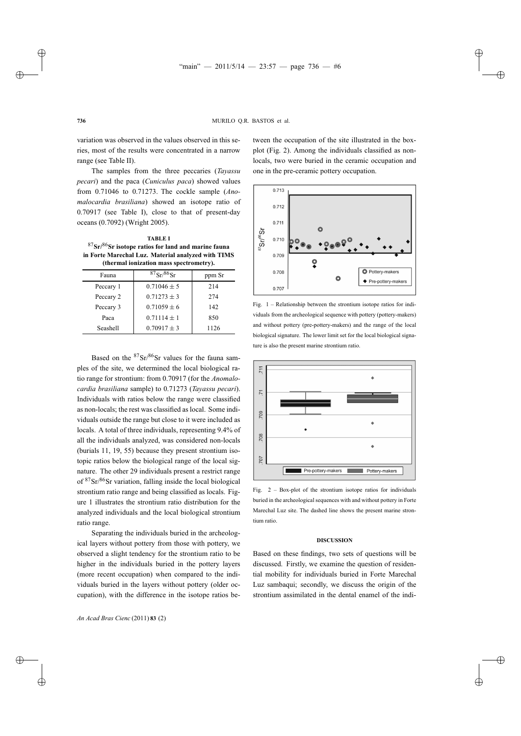variation was observed in the values observed in this series, most of the results were concentrated in a narrow range (see Table II).

The samples from the three peccaries (*Tayassu pecari*) and the paca (*Cuniculus paca*) showed values from 0.71046 to 0.71273. The cockle sample (*Anomalocardia brasiliana*) showed an isotope ratio of 0.70917 (see Table I), close to that of present-day oceans (0.7092) (Wright 2005).

**TABLE I**
**$^{87}Sr/^{86}Sr$ isotope ratios for land and marine fauna in Forte Marechal Luz. Material analyzed with TIMS (thermal ionization mass spectrometry).**

| Fauna | $^{87}Sr/^{86}Sr$ | ppm Sr |
|---|---|---|
| Peccary 1 | $0.71046 \pm 5$ | 214 |
| Peccary 2 | $0.71273 \pm 3$ | 274 |
| Peccary 3 | $0.71059 \pm 6$ | 142 |
| Paca | $0.71114 \pm 1$ | 850 |
| Seashell | $0.70917 \pm 3$ | 1126 |

Based on the $^{87}Sr/^{86}Sr$ values for the fauna samples of the site, we determined the local biological ratio range for strontium: from 0.70917 (for the *Anomalocardia brasiliana* sample) to 0.71273 (*Tayassu pecari*). Individuals with ratios below the range were classified as non-locals; the rest was classified as local. Some individuals outside the range but close to it were included as locals. A total of three individuals, representing 9.4% of all the individuals analyzed, was considered non-locals (burials 11, 19, 55) because they present strontium isotopic ratios below the biological range of the local signature. The other 29 individuals present a restrict range of $^{87}Sr/^{86}Sr$ variation, falling inside the local biological strontium ratio range and being classified as locals. Figure 1 illustrates the strontium ratio distribution for the analyzed individuals and the local biological strontium ratio range.

Separating the individuals buried in the archeological layers without pottery from those with pottery, we observed a slight tendency for the strontium ratio to be higher in the individuals buried in the pottery layers (more recent occupation) when compared to the individuals buried in the layers without pottery (older occupation), with the difference in the isotope ratios between the occupation of the site illustrated in the boxplot (Fig. 2). Among the individuals classified as non-locals, two were buried in the ceramic occupation and one in the pre-ceramic pottery occupation.

Fig. 1 – Relationship between the strontium isotope ratios for individuals from the archeological sequence with pottery (pottery-makers) and without pottery (pre-pottery-makers) and the range of the local biological signature. The lower limit set for the local biological signature is also the present marine strontium ratio.

Fig. 2 – Box-plot of the strontium isotope ratios for individuals buried in the archeological sequences with and without pottery in Forte Marechal Luz site. The dashed line shows the present marine strontium ratio.

## DISCUSSION

Based on these findings, two sets of questions will be discussed. Firstly, we examine the question of residential mobility for individuals buried in Forte Marechal Luz sambaqui; secondly, we discuss the origin of the strontium assimilated in the dental enamel of the indi-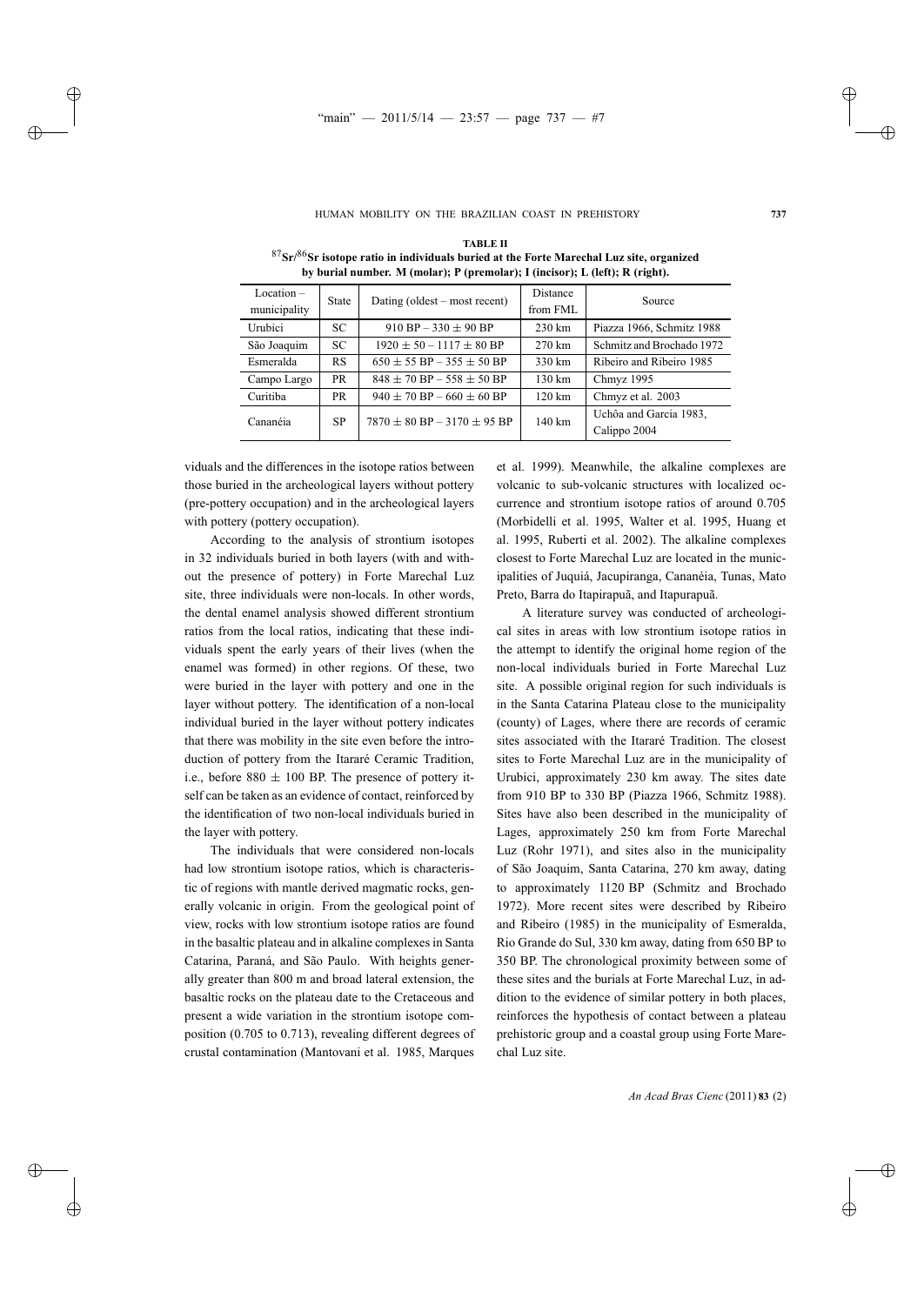**TABLE II**

**$^{87}$Sr/$^{86}$Sr isotope ratio in individuals buried at the Forte Marechal Luz site, organized by burial number. M (molar); P (premolar); I (incisor); L (left); R (right).**

| Location – municipality | State | Dating (oldest – most recent) | Distance from FML | Source |
|---|---|---|---|---|
| Urubici | SC | 910 BP – 330 ± 90 BP | 230 km | Piazza 1966, Schmitz 1988 |
| São Joaquim | SC | 1920 ± 50 – 1117 ± 80 BP | 270 km | Schmitz and Brochado 1972 |
| Esmeralda | RS | 650 ± 55 BP – 355 ± 50 BP | 330 km | Ribeiro and Ribeiro 1985 |
| Campo Largo | PR | 848 ± 70 BP – 558 ± 50 BP | 130 km | Chmyz 1995 |
| Curitiba | PR | 940 ± 70 BP – 660 ± 60 BP | 120 km | Chmyz et al. 2003 |
| Cananéia | SP | 7870 ± 80 BP – 3170 ± 95 BP | 140 km | Uchôa and Garcia 1983, Calippo 2004 |

viduals and the differences in the isotope ratios between those buried in the archeological layers without pottery (pre-pottery occupation) and in the archeological layers with pottery (pottery occupation).

According to the analysis of strontium isotopes in 32 individuals buried in both layers (with and without the presence of pottery) in Forte Marechal Luz site, three individuals were non-locals. In other words, the dental enamel analysis showed different strontium ratios from the local ratios, indicating that these individuals spent the early years of their lives (when the enamel was formed) in other regions. Of these, two were buried in the layer with pottery and one in the layer without pottery. The identification of a non-local individual buried in the layer without pottery indicates that there was mobility in the site even before the introduction of pottery from the Itararé Ceramic Tradition, i.e., before 880 ± 100 BP. The presence of pottery itself can be taken as an evidence of contact, reinforced by the identification of two non-local individuals buried in the layer with pottery.

The individuals that were considered non-locals had low strontium isotope ratios, which is characteristic of regions with mantle derived magmatic rocks, generally volcanic in origin. From the geological point of view, rocks with low strontium isotope ratios are found in the basaltic plateau and in alkaline complexes in Santa Catarina, Paraná, and São Paulo. With heights generally greater than 800 m and broad lateral extension, the basaltic rocks on the plateau date to the Cretaceous and present a wide variation in the strontium isotope composition (0.705 to 0.713), revealing different degrees of crustal contamination (Mantovani et al. 1985, Marques et al. 1999). Meanwhile, the alkaline complexes are volcanic to sub-volcanic structures with localized occurrence and strontium isotope ratios of around 0.705 (Morbidelli et al. 1995, Walter et al. 1995, Huang et al. 1995, Ruberti et al. 2002). The alkaline complexes closest to Forte Marechal Luz are located in the municipalities of Juquiá, Jacupiranga, Cananéia, Tunas, Mato Preto, Barra do Itapirapuã, and Itapurapuã.

A literature survey was conducted of archeological sites in areas with low strontium isotope ratios in the attempt to identify the original home region of the non-local individuals buried in Forte Marechal Luz site. A possible original region for such individuals is in the Santa Catarina Plateau close to the municipality (county) of Lages, where there are records of ceramic sites associated with the Itararé Tradition. The closest sites to Forte Marechal Luz are in the municipality of Urubici, approximately 230 km away. The sites date from 910 BP to 330 BP (Piazza 1966, Schmitz 1988). Sites have also been described in the municipality of Lages, approximately 250 km from Forte Marechal Luz (Rohr 1971), and sites also in the municipality of São Joaquim, Santa Catarina, 270 km away, dating to approximately 1120 BP (Schmitz and Brochado 1972). More recent sites were described by Ribeiro and Ribeiro (1985) in the municipality of Esmeralda, Rio Grande do Sul, 330 km away, dating from 650 BP to 350 BP. The chronological proximity between some of these sites and the burials at Forte Marechal Luz, in addition to the evidence of similar pottery in both places, reinforces the hypothesis of contact between a plateau prehistoric group and a coastal group using Forte Marechal Luz site.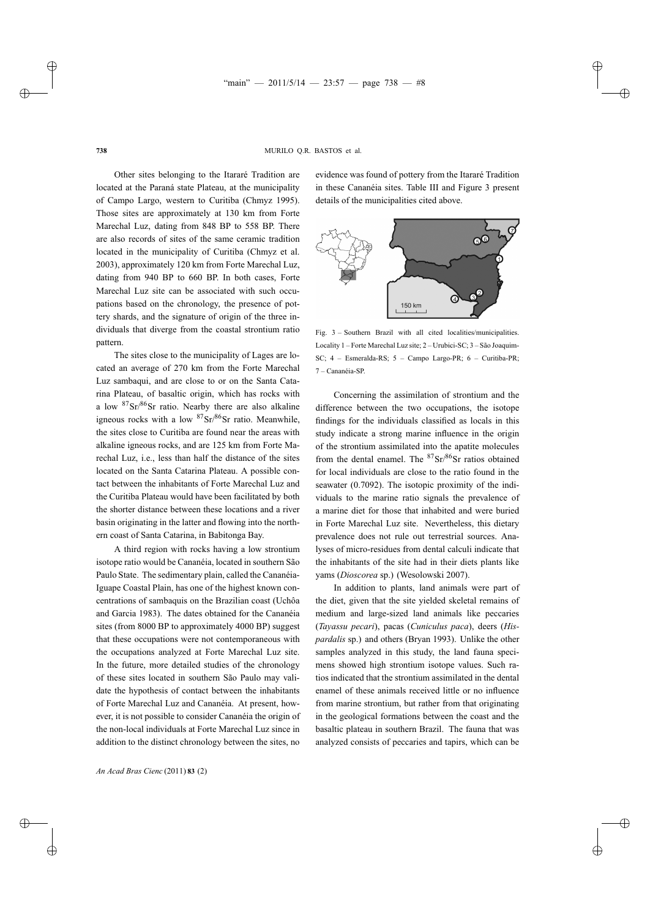Other sites belonging to the Itararé Tradition are located at the Paraná state Plateau, at the municipality of Campo Largo, western to Curitiba (Chmyz 1995). Those sites are approximately at 130 km from Forte Marechal Luz, dating from 848 BP to 558 BP. There are also records of sites of the same ceramic tradition located in the municipality of Curitiba (Chmyz et al. 2003), approximately 120 km from Forte Marechal Luz, dating from 940 BP to 660 BP. In both cases, Forte Marechal Luz site can be associated with such occupations based on the chronology, the presence of pottery shards, and the signature of origin of the three individuals that diverge from the coastal strontium ratio pattern.

The sites close to the municipality of Lages are located an average of 270 km from the Forte Marechal Luz sambaqui, and are close to or on the Santa Catarina Plateau, of basaltic origin, which has rocks with a low $^{87}Sr/^{86}Sr$ ratio. Nearby there are also alkaline igneous rocks with a low $^{87}Sr/^{86}Sr$ ratio. Meanwhile, the sites close to Curitiba are found near the areas with alkaline igneous rocks, and are 125 km from Forte Marechal Luz, i.e., less than half the distance of the sites located on the Santa Catarina Plateau. A possible contact between the inhabitants of Forte Marechal Luz and the Curitiba Plateau would have been facilitated by both the shorter distance between these locations and a river basin originating in the latter and flowing into the northern coast of Santa Catarina, in Babitonga Bay.

A third region with rocks having a low strontium isotope ratio would be Cananéia, located in southern São Paulo State. The sedimentary plain, called the Cananéia-Iguape Coastal Plain, has one of the highest known concentrations of sambaquis on the Brazilian coast (Uchôa and Garcia 1983). The dates obtained for the Cananéia sites (from 8000 BP to approximately 4000 BP) suggest that these occupations were not contemporaneous with the occupations analyzed at Forte Marechal Luz site. In the future, more detailed studies of the chronology of these sites located in southern São Paulo may validate the hypothesis of contact between the inhabitants of Forte Marechal Luz and Cananéia. At present, however, it is not possible to consider Cananéia the origin of the non-local individuals at Forte Marechal Luz since in addition to the distinct chronology between the sites, no evidence was found of pottery from the Itararé Tradition in these Cananéia sites. Table III and Figure 3 present details of the municipalities cited above.

Fig. 3 – Southern Brazil with all cited localities/municipalities. Locality 1 – Forte Marechal Luz site; 2 – Urubici-SC; 3 – São Joaquim-SC; 4 – Esmeralda-RS; 5 – Campo Largo-PR; 6 – Curitiba-PR; 7 – Cananéia-SP.

Concerning the assimilation of strontium and the difference between the two occupations, the isotope findings for the individuals classified as locals in this study indicate a strong marine influence in the origin of the strontium assimilated into the apatite molecules from the dental enamel. The $^{87}Sr/^{86}Sr$ ratios obtained for local individuals are close to the ratio found in the seawater (0.7092). The isotopic proximity of the individuals to the marine ratio signals the prevalence of a marine diet for those that inhabited and were buried in Forte Marechal Luz site. Nevertheless, this dietary prevalence does not rule out terrestrial sources. Analyses of micro-residues from dental calculi indicate that the inhabitants of the site had in their diets plants like yams (*Dioscorea* sp.) (Wesolowski 2007).

In addition to plants, land animals were part of the diet, given that the site yielded skeletal remains of medium and large-sized land animals like peccaries (*Tayassu pecari*), pacas (*Cuniculus paca*), deers (*Hispardalis* sp.) and others (Bryan 1993). Unlike the other samples analyzed in this study, the land fauna specimens showed high strontium isotope values. Such ratios indicated that the strontium assimilated in the dental enamel of these animals received little or no influence from marine strontium, but rather from that originating in the geological formations between the coast and the basaltic plateau in southern Brazil. The fauna that was analyzed consists of peccaries and tapirs, which can be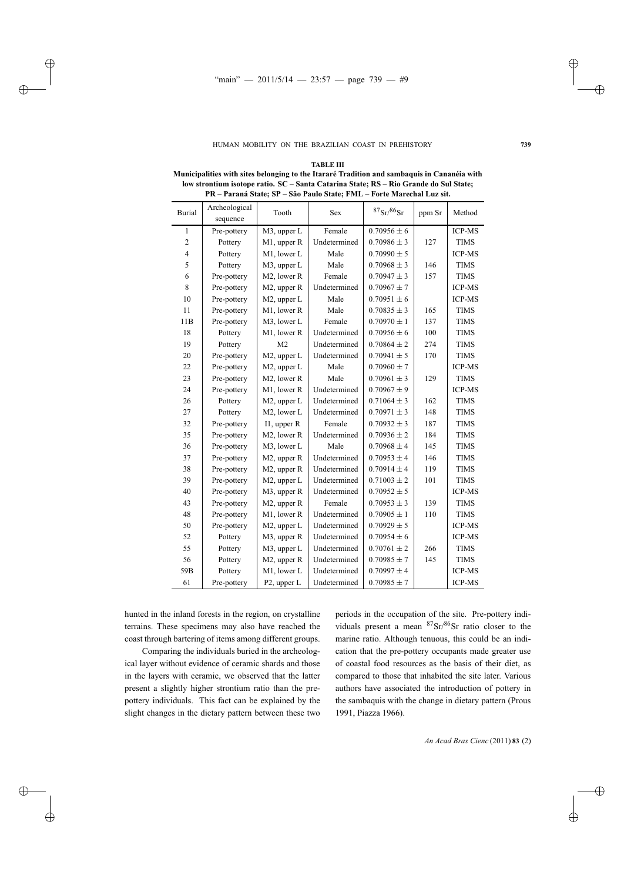**TABLE III**

**Municipalities with sites belonging to the Itararé Tradition and sambaquis in Cananéia with low strontium isotope ratio. SC – Santa Catarina State; RS – Rio Grande do Sul State; PR – Paraná State; SP – São Paulo State; FML – Forte Marechal Luz sit.**

| Burial | Archeological sequence | Tooth | Sex | $^{87}Sr/^{86}Sr$ | ppm Sr | Method |
|---|---|---|---|---|---|---|
| 1 | Pre-pottery | M3, upper L | Female | $0.70956 \pm 6$ | | ICP-MS |
| 2 | Pottery | M1, upper R | Undetermined | $0.70986 \pm 3$ | 127 | TIMS |
| 4 | Pottery | M1, lower L | Male | $0.70990 \pm 5$ | | ICP-MS |
| 5 | Pottery | M3, upper L | Male | $0.70968 \pm 3$ | 146 | TIMS |
| 6 | Pre-pottery | M2, lower R | Female | $0.70947 \pm 3$ | 157 | TIMS |
| 8 | Pre-pottery | M2, upper R | Undetermined | $0.70967 \pm 7$ | | ICP-MS |
| 10 | Pre-pottery | M2, upper L | Male | $0.70951 \pm 6$ | | ICP-MS |
| 11 | Pre-pottery | M1, lower R | Male | $0.70835 \pm 3$ | 165 | TIMS |
| 11B | Pre-pottery | M3, lower L | Female | $0.70970 \pm 1$ | 137 | TIMS |
| 18 | Pottery | M1, lower R | Undetermined | $0.70956 \pm 6$ | 100 | TIMS |
| 19 | Pottery | M2 | Undetermined | $0.70864 \pm 2$ | 274 | TIMS |
| 20 | Pre-pottery | M2, upper L | Undetermined | $0.70941 \pm 5$ | 170 | TIMS |
| 22 | Pre-pottery | M2, upper L | Male | $0.70960 \pm 7$ | | ICP-MS |
| 23 | Pre-pottery | M2, lower R | Male | $0.70961 \pm 3$ | 129 | TIMS |
| 24 | Pre-pottery | M1, lower R | Undetermined | $0.70967 \pm 9$ | | ICP-MS |
| 26 | Pottery | M2, upper L | Undetermined | $0.71064 \pm 3$ | 162 | TIMS |
| 27 | Pottery | M2, lower L | Undetermined | $0.70971 \pm 3$ | 148 | TIMS |
| 32 | Pre-pottery | I1, upper R | Female | $0.70932 \pm 3$ | 187 | TIMS |
| 35 | Pre-pottery | M2, lower R | Undetermined | $0.70936 \pm 2$ | 184 | TIMS |
| 36 | Pre-pottery | M3, lower L | Male | $0.70968 \pm 4$ | 145 | TIMS |
| 37 | Pre-pottery | M2, upper R | Undetermined | $0.70953 \pm 4$ | 146 | TIMS |
| 38 | Pre-pottery | M2, upper R | Undetermined | $0.70914 \pm 4$ | 119 | TIMS |
| 39 | Pre-pottery | M2, upper L | Undetermined | $0.71003 \pm 2$ | 101 | TIMS |
| 40 | Pre-pottery | M3, upper R | Undetermined | $0.70952 \pm 5$ | | ICP-MS |
| 43 | Pre-pottery | M2, upper R | Female | $0.70953 \pm 3$ | 139 | TIMS |
| 48 | Pre-pottery | M1, lower R | Undetermined | $0.70905 \pm 1$ | 110 | TIMS |
| 50 | Pre-pottery | M2, upper L | Undetermined | $0.70929 \pm 5$ | | ICP-MS |
| 52 | Pottery | M3, upper R | Undetermined | $0.70954 \pm 6$ | | ICP-MS |
| 55 | Pottery | M3, upper L | Undetermined | $0.70761 \pm 2$ | 266 | TIMS |
| 56 | Pottery | M2, upper R | Undetermined | $0.70985 \pm 7$ | 145 | TIMS |
| 59B | Pottery | M1, lower L | Undetermined | $0.70997 \pm 4$ | | ICP-MS |
| 61 | Pre-pottery | P2, upper L | Undetermined | $0.70985 \pm 7$ | | ICP-MS |

hunted in the inland forests in the region, on crystalline terrains. These specimens may also have reached the coast through bartering of items among different groups.

Comparing the individuals buried in the archeological layer without evidence of ceramic shards and those in the layers with ceramic, we observed that the latter present a slightly higher strontium ratio than the pre-pottery individuals. This fact can be explained by the slight changes in the dietary pattern between these two periods in the occupation of the site. Pre-pottery individuals present a mean $^{87}Sr/^{86}Sr$ ratio closer to the marine ratio. Although tenuous, this could be an indication that the pre-pottery occupants made greater use of coastal food resources as the basis of their diet, as compared to those that inhabited the site later. Various authors have associated the introduction of pottery in the sambaquis with the change in dietary pattern (Prous 1991, Piazza 1966).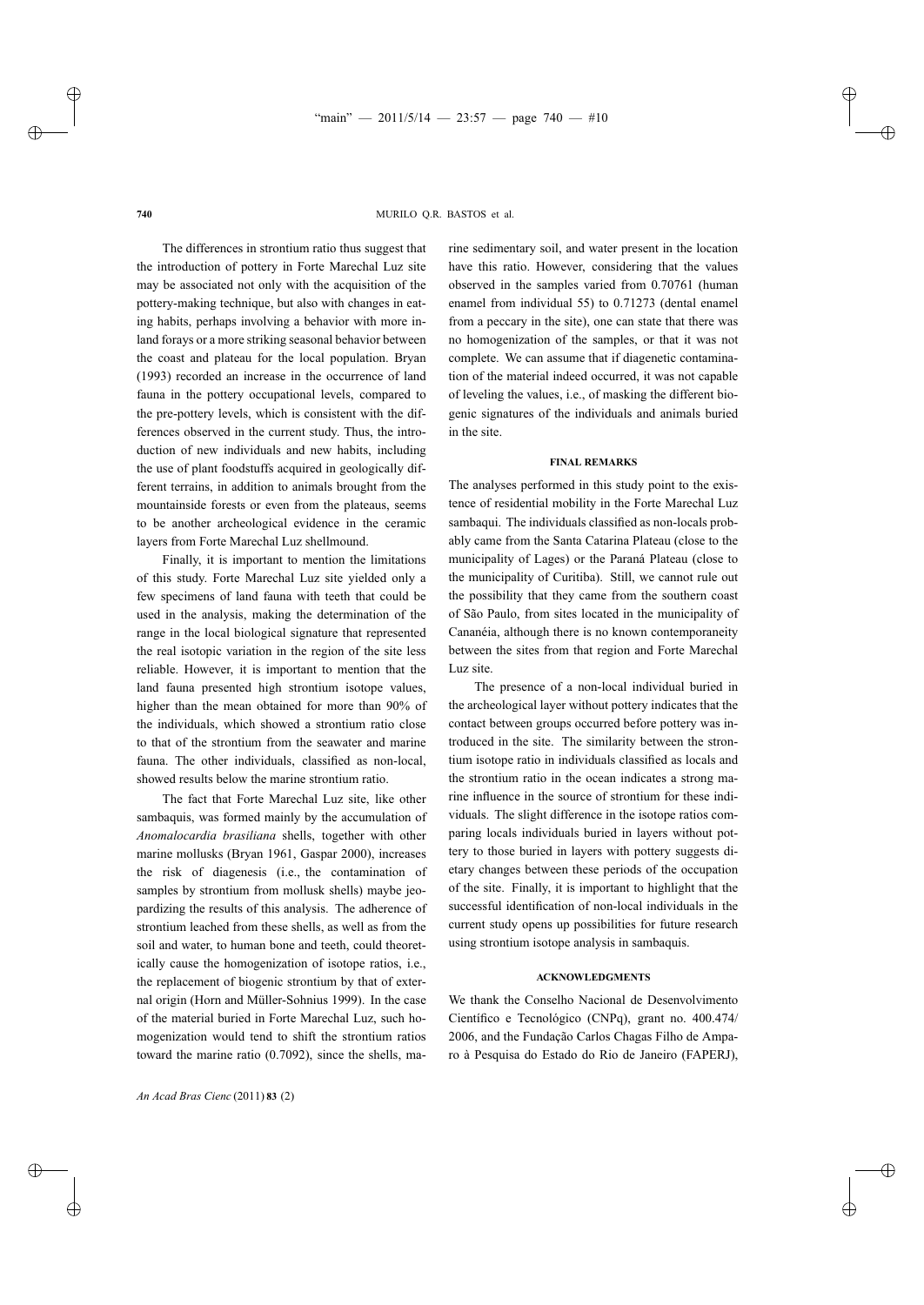The differences in strontium ratio thus suggest that the introduction of pottery in Forte Marechal Luz site may be associated not only with the acquisition of the pottery-making technique, but also with changes in eating habits, perhaps involving a behavior with more inland forays or a more striking seasonal behavior between the coast and plateau for the local population. Bryan (1993) recorded an increase in the occurrence of land fauna in the pottery occupational levels, compared to the pre-pottery levels, which is consistent with the differences observed in the current study. Thus, the introduction of new individuals and new habits, including the use of plant foodstuffs acquired in geologically different terrains, in addition to animals brought from the mountainside forests or even from the plateaus, seems to be another archeological evidence in the ceramic layers from Forte Marechal Luz shellmound.

Finally, it is important to mention the limitations of this study. Forte Marechal Luz site yielded only a few specimens of land fauna with teeth that could be used in the analysis, making the determination of the range in the local biological signature that represented the real isotopic variation in the region of the site less reliable. However, it is important to mention that the land fauna presented high strontium isotope values, higher than the mean obtained for more than 90% of the individuals, which showed a strontium ratio close to that of the strontium from the seawater and marine fauna. The other individuals, classified as non-local, showed results below the marine strontium ratio.

The fact that Forte Marechal Luz site, like other sambaquis, was formed mainly by the accumulation of *Anomalocardia brasiliana* shells, together with other marine mollusks (Bryan 1961, Gaspar 2000), increases the risk of diagenesis (i.e., the contamination of samples by strontium from mollusk shells) maybe jeopardizing the results of this analysis. The adherence of strontium leached from these shells, as well as from the soil and water, to human bone and teeth, could theoretically cause the homogenization of isotope ratios, i.e., the replacement of biogenic strontium by that of external origin (Horn and Müller-Sohnius 1999). In the case of the material buried in Forte Marechal Luz, such homogenization would tend to shift the strontium ratios toward the marine ratio (0.7092), since the shells, marine sedimentary soil, and water present in the location have this ratio. However, considering that the values observed in the samples varied from 0.70761 (human enamel from individual 55) to 0.71273 (dental enamel from a peccary in the site), one can state that there was no homogenization of the samples, or that it was not complete. We can assume that if diagenetic contamination of the material indeed occurred, it was not capable of leveling the values, i.e., of masking the different biogenic signatures of the individuals and animals buried in the site.

## FINAL REMARKS

The analyses performed in this study point to the existence of residential mobility in the Forte Marechal Luz sambaqui. The individuals classified as non-locals probably came from the Santa Catarina Plateau (close to the municipality of Lages) or the Paraná Plateau (close to the municipality of Curitiba). Still, we cannot rule out the possibility that they came from the southern coast of São Paulo, from sites located in the municipality of Cananéia, although there is no known contemporaneity between the sites from that region and Forte Marechal Luz site.

The presence of a non-local individual buried in the archeological layer without pottery indicates that the contact between groups occurred before pottery was introduced in the site. The similarity between the strontium isotope ratio in individuals classified as locals and the strontium ratio in the ocean indicates a strong marine influence in the source of strontium for these individuals. The slight difference in the isotope ratios comparing locals individuals buried in layers without pottery to those buried in layers with pottery suggests dietary changes between these periods of the occupation of the site. Finally, it is important to highlight that the successful identification of non-local individuals in the current study opens up possibilities for future research using strontium isotope analysis in sambaquis.

## ACKNOWLEDGMENTS

We thank the Conselho Nacional de Desenvolvimento Científico e Tecnológico (CNPq), grant no. 400.474/2006, and the Fundação Carlos Chagas Filho de Amparo à Pesquisa do Estado do Rio de Janeiro (FAPERJ),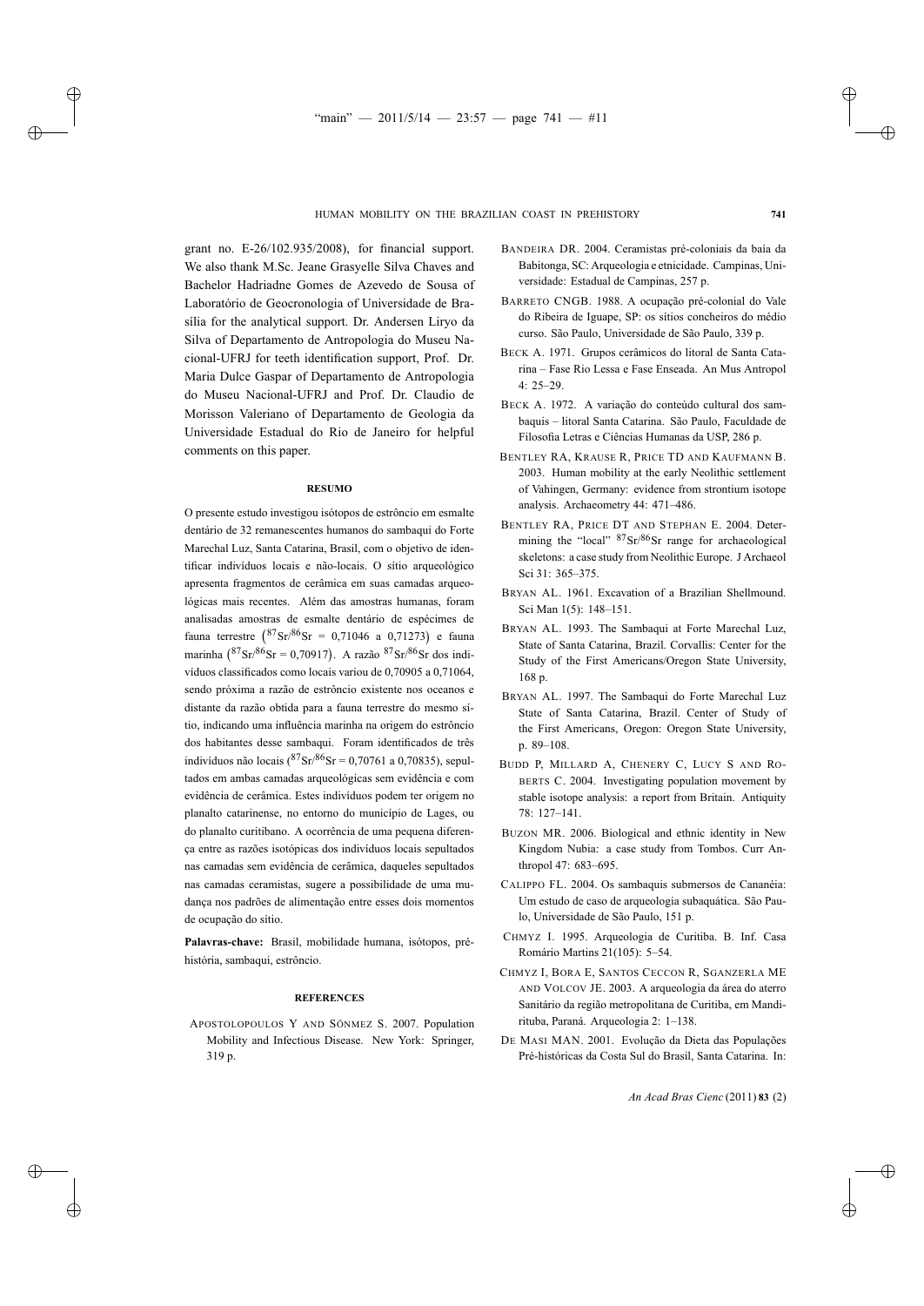grant no. E-26/102.935/2008), for financial support. We also thank M.Sc. Jeane Grasyelle Silva Chaves and Bachelor Hadriadne Gomes de Azevedo de Sousa of Laboratório de Geocronologia of Universidade de Brasília for the analytical support. Dr. Andersen Liryo da Silva of Departamento de Antropologia do Museu Nacional-UFRJ for teeth identification support, Prof. Dr. Maria Dulce Gaspar of Departamento de Antropologia do Museu Nacional-UFRJ and Prof. Dr. Claudio de Morisson Valeriano of Departamento de Geologia da Universidade Estadual do Rio de Janeiro for helpful comments on this paper.

## RESUMO

O presente estudo investigou isótopos de estrôncio em esmalte dentário de 32 remanescentes humanos do sambaqui do Forte Marechal Luz, Santa Catarina, Brasil, com o objetivo de identificar indivíduos locais e não-locais. O sítio arqueológico apresenta fragmentos de cerâmica em suas camadas arqueológicas mais recentes. Além das amostras humanas, foram analisadas amostras de esmalte dentário de espécimes de fauna terrestre $\left({}^{87}Sr/{}^{86}Sr = 0{,}71046 \text{ a } 0{,}71273\right)$ e fauna marinha $\left({}^{87}Sr/{}^{86}Sr = 0{,}70917\right)$. A razão ${}^{87}Sr/{}^{86}Sr$ dos indivíduos classificados como locais variou de 0,70905 a 0,71064, sendo próxima a razão de estrôncio existente nos oceanos e distante da razão obtida para a fauna terrestre do mesmo sítio, indicando uma influência marinha na origem do estrôncio dos habitantes desse sambaqui. Foram identificados de três indivíduos não locais (${}^{87}Sr/{}^{86}Sr = 0{,}70761$ a 0,70835), sepultados em ambas camadas arqueológicas sem evidência e com evidência de cerâmica. Estes indivíduos podem ter origem no planalto catarinense, no entorno do município de Lages, ou do planalto curitibano. A ocorrência de uma pequena diferença entre as razões isotópicas dos indivíduos locais sepultados nas camadas sem evidência de cerâmica, daqueles sepultados nas camadas ceramistas, sugere a possibilidade de uma mudança nos padrões de alimentação entre esses dois momentos de ocupação do sítio.

**Palavras-chave:** Brasil, mobilidade humana, isótopos, pré-história, sambaqui, estrôncio.

## REFERENCES

APOSTOLOPOULOS Y AND SÖNMEZ S. 2007. Population Mobility and Infectious Disease. New York: Springer, 319 p.

BANDEIRA DR. 2004. Ceramistas pré-coloniais da baía da Babitonga, SC: Arqueologia e etnicidade. Campinas, Universidade: Estadual de Campinas, 257 p.

BARRETO CNGB. 1988. A ocupação pré-colonial do Vale do Ribeira de Iguape, SP: os sítios concheiros do médio curso. São Paulo, Universidade de São Paulo, 339 p.

BECK A. 1971. Grupos cerâmicos do litoral de Santa Catarina – Fase Rio Lessa e Fase Enseada. An Mus Antropol 4: 25–29.

BECK A. 1972. A variação do conteúdo cultural dos sambaquis – litoral Santa Catarina. São Paulo, Faculdade de Filosofia Letras e Ciências Humanas da USP, 286 p.

BENTLEY RA, KRAUSE R, PRICE TD AND KAUFMANN B. 2003. Human mobility at the early Neolithic settlement of Vahingen, Germany: evidence from strontium isotope analysis. Archaeometry 44: 471–486.

BENTLEY RA, PRICE DT AND STEPHAN E. 2004. Determining the "local" ${}^{87}Sr/{}^{86}Sr$ range for archaeological skeletons: a case study from Neolithic Europe. J Archaeol Sci 31: 365–375.

BRYAN AL. 1961. Excavation of a Brazilian Shellmound. Sci Man 1(5): 148–151.

BRYAN AL. 1993. The Sambaqui at Forte Marechal Luz, State of Santa Catarina, Brazil. Corvallis: Center for the Study of the First Americans/Oregon State University, 168 p.

BRYAN AL. 1997. The Sambaqui do Forte Marechal Luz State of Santa Catarina, Brazil. Center of Study of the First Americans, Oregon: Oregon State University, p. 89–108.

BUDD P, MILLARD A, CHENERY C, LUCY S AND ROBERTS C. 2004. Investigating population movement by stable isotope analysis: a report from Britain. Antiquity 78: 127–141.

BUZON MR. 2006. Biological and ethnic identity in New Kingdom Nubia: a case study from Tombos. Curr Anthropol 47: 683–695.

CALIPPO FL. 2004. Os sambaquis submersos de Cananéia: Um estudo de caso de arqueologia subaquática. São Paulo, Universidade de São Paulo, 151 p.

CHMYZ I. 1995. Arqueologia de Curitiba. B. Inf. Casa Romário Martins 21(105): 5–54.

CHMYZ I, BORA E, SANTOS CECCON R, SGANZERLA ME AND VOLCOV JE. 2003. A arqueologia da área do aterro Sanitário da região metropolitana de Curitiba, em Mandirituba, Paraná. Arqueologia 2: 1–138.

DE MASI MAN. 2001. Evolução da Dieta das Populações Pré-históricas da Costa Sul do Brasil, Santa Catarina. In: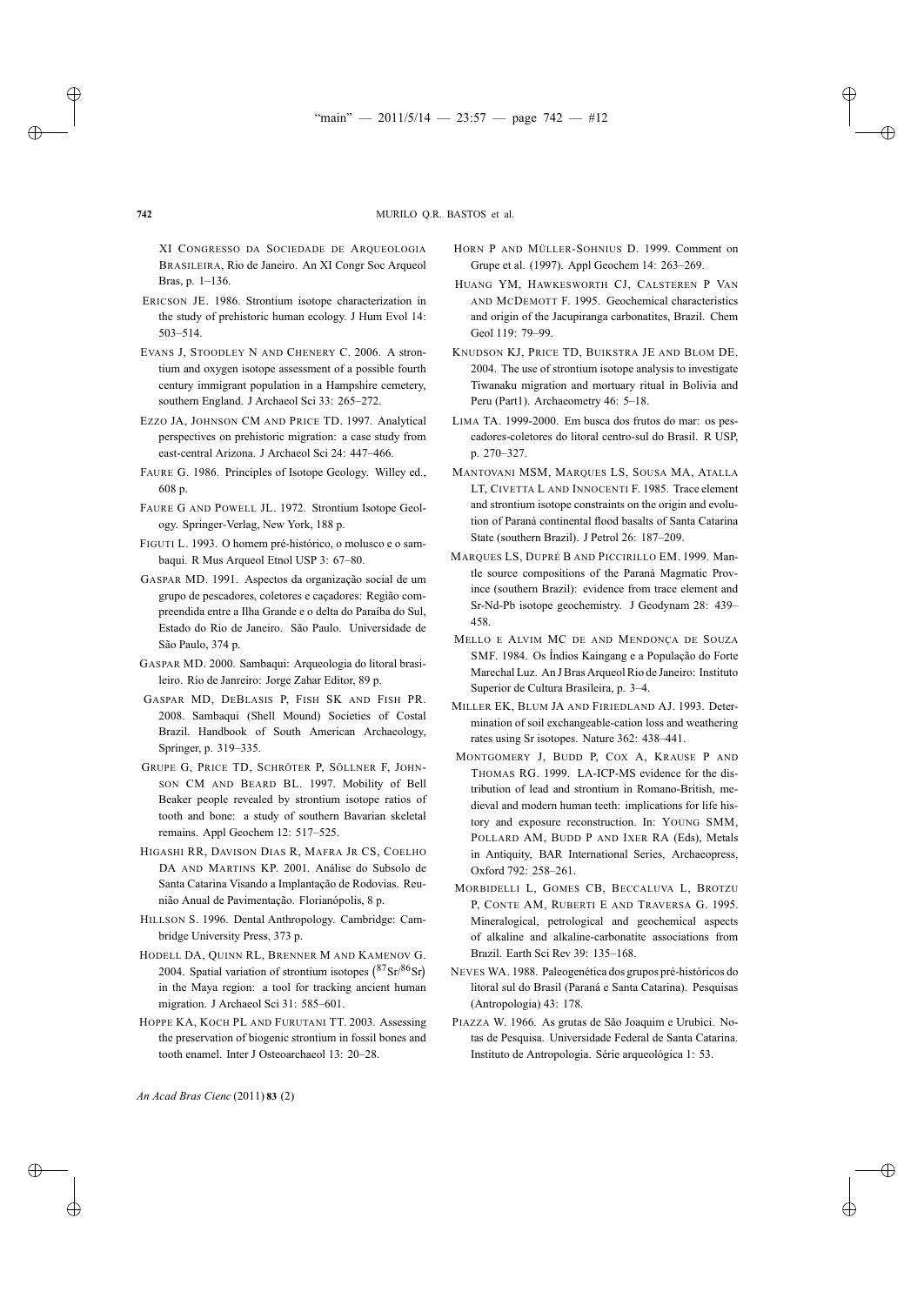XI Congresso da Sociedade de Arqueologia Brasileira, Rio de Janeiro. An XI Congr Soc Arqueol Bras, p. 1–136.

Ericson JE. 1986. Strontium isotope characterization in the study of prehistoric human ecology. J Hum Evol 14: 503–514.

Evans J, Stoodley N and Chenery C. 2006. A strontium and oxygen isotope assessment of a possible fourth century immigrant population in a Hampshire cemetery, southern England. J Archaeol Sci 33: 265–272.

Ezzo JA, Johnson CM and Price TD. 1997. Analytical perspectives on prehistoric migration: a case study from east-central Arizona. J Archaeol Sci 24: 447–466.

Faure G. 1986. Principles of Isotope Geology. Willey ed., 608 p.

Faure G and Powell JL. 1972. Strontium Isotope Geology. Springer-Verlag, New York, 188 p.

Figuti L. 1993. O homem pré-histórico, o molusco e o sambaqui. R Mus Arqueol Etnol USP 3: 67–80.

Gaspar MD. 1991. Aspectos da organização social de um grupo de pescadores, coletores e caçadores: Região compreendida entre a Ilha Grande e o delta do Paraíba do Sul, Estado do Rio de Janeiro. São Paulo. Universidade de São Paulo, 374 p.

Gaspar MD. 2000. Sambaqui: Arqueologia do litoral brasileiro. Rio de Janrerio: Jorge Zahar Editor, 89 p.

Gaspar MD, DeBlasis P, Fish SK and Fish PR. 2008. Sambaqui (Shell Mound) Societies of Costal Brazil. Handbook of South American Archaeology, Springer, p. 319–335.

Grupe G, Price TD, Schröter P, Söllner F, Johnson CM and Beard BL. 1997. Mobility of Bell Beaker people revealed by strontium isotope ratios of tooth and bone: a study of southern Bavarian skeletal remains. Appl Geochem 12: 517–525.

Higashi RR, Davison Dias R, Mafra Jr CS, Coelho DA and Martins KP. 2001. Análise do Subsolo de Santa Catarina Visando a Implantação de Rodovias. Reunião Anual de Pavimentação. Florianópolis, 8 p.

Hillson S. 1996. Dental Anthropology. Cambridge: Cambridge University Press, 373 p.

Hodell DA, Quinn RL, Brenner M and Kamenov G. 2004. Spatial variation of strontium isotopes ($^{87}$Sr/$^{86}$Sr) in the Maya region: a tool for tracking ancient human migration. J Archaeol Sci 31: 585–601.

Hoppe KA, Koch PL and Furutani TT. 2003. Assessing the preservation of biogenic strontium in fossil bones and tooth enamel. Inter J Osteoarchaeol 13: 20–28.

Horn P and Müller-Sohnius D. 1999. Comment on Grupe et al. (1997). Appl Geochem 14: 263–269.

Huang YM, Hawkesworth CJ, Calsteren P Van and McDemott F. 1995. Geochemical characteristics and origin of the Jacupiranga carbonatites, Brazil. Chem Geol 119: 79–99.

Knudson KJ, Price TD, Buikstra JE and Blom DE. 2004. The use of strontium isotope analysis to investigate Tiwanaku migration and mortuary ritual in Bolivia and Peru (Part1). Archaeometry 46: 5–18.

Lima TA. 1999-2000. Em busca dos frutos do mar: os pescadores-coletores do litoral centro-sul do Brasil. R USP, p. 270–327.

Mantovani MSM, Marques LS, Sousa MA, Atalla LT, Civetta L and Innocenti F. 1985. Trace element and strontium isotope constraints on the origin and evolution of Paraná continental flood basalts of Santa Catarina State (southern Brazil). J Petrol 26: 187–209.

Marques LS, Dupré B and Piccirillo EM. 1999. Mantle source compositions of the Paraná Magmatic Province (southern Brazil): evidence from trace element and Sr-Nd-Pb isotope geochemistry. J Geodynam 28: 439–458.

Mello e Alvim MC de and Mendonça de Souza SMF. 1984. Os Índios Kaingang e a População do Forte Marechal Luz. An J Bras Arqueol Rio de Janeiro: Instituto Superior de Cultura Brasileira, p. 3–4.

Miller EK, Blum JA and Firiedland AJ. 1993. Determination of soil exchangeable-cation loss and weathering rates using Sr isotopes. Nature 362: 438–441.

Montgomery J, Budd P, Cox A, Krause P and Thomas RG. 1999. LA-ICP-MS evidence for the distribution of lead and strontium in Romano-British, medieval and modern human teeth: implications for life history and exposure reconstruction. In: Young SMM, Pollard AM, Budd P and Ixer RA (Eds), Metals in Antiquity, BAR International Series, Archaeopress, Oxford 792: 258–261.

Morbidelli L, Gomes CB, Beccaluva L, Brotzu P, Conte AM, Ruberti E and Traversa G. 1995. Mineralogical, petrological and geochemical aspects of alkaline and alkaline-carbonatite associations from Brazil. Earth Sci Rev 39: 135–168.

Neves WA. 1988. Paleogenética dos grupos pré-históricos do litoral sul do Brasil (Paraná e Santa Catarina). Pesquisas (Antropologia) 43: 178.

Piazza W. 1966. As grutas de São Joaquim e Urubici. Notas de Pesquisa. Universidade Federal de Santa Catarina. Instituto de Antropologia. Série arqueológica 1: 53.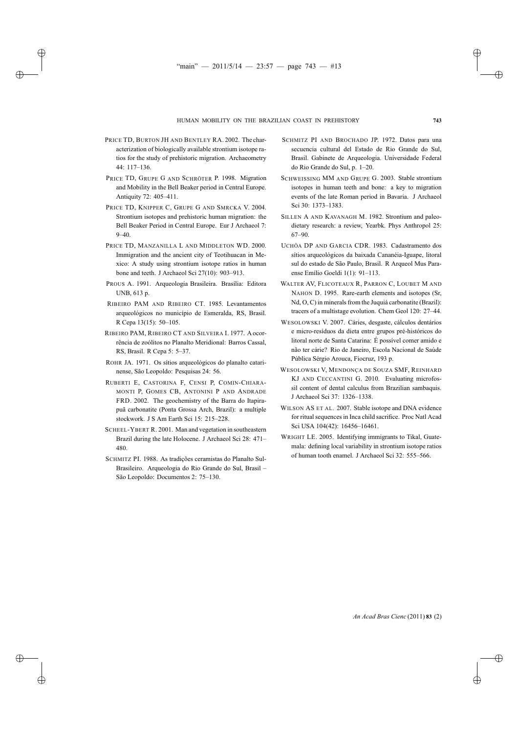PRICE TD, BURTON JH AND BENTLEY RA. 2002. The characterization of biologically available strontium isotope ratios for the study of prehistoric migration. Archaeometry 44: 117–136.

PRICE TD, GRUPE G AND SCHRÖTER P. 1998. Migration and Mobility in the Bell Beaker period in Central Europe. Antiquity 72: 405–411.

PRICE TD, KNIPPER C, GRUPE G AND SMRCKA V. 2004. Strontium isotopes and prehistoric human migration: the Bell Beaker Period in Central Europe. Eur J Archaeol 7: 9–40.

PRICE TD, MANZANILLA L AND MIDDLETON WD. 2000. Immigration and the ancient city of Teotihuacan in Mexico: A study using strontium isotope ratios in human bone and teeth. J Archaeol Sci 27(10): 903–913.

PROUS A. 1991. Arqueologia Brasileira. Brasília: Editora UNB, 613 p.

RIBEIRO PAM AND RIBEIRO CT. 1985. Levantamentos arqueológicos no município de Esmeralda, RS, Brasil. R Cepa 13(15): 50–105.

RIBEIRO PAM, RIBEIRO CT AND SILVEIRA I. 1977. A ocorrência de zoólitos no Planalto Meridional: Barros Cassal, RS, Brasil. R Cepa 5: 5–37.

ROHR JA. 1971. Os sítios arqueológicos do planalto catarinense, São Leopoldo: Pesquisas 24: 56.

RUBERTI E, CASTORINA F, CENSI P, COMIN-CHIARAMONTI P, GOMES CB, ANTONINI P AND ANDRADE FRD. 2002. The geochemistry of the Barra do Itapirapuã carbonatite (Ponta Grossa Arch, Brazil): a multiple stockwork. J S Am Earth Sci 15: 215–228.

SCHEEL-YBERT R. 2001. Man and vegetation in southeastern Brazil during the late Holocene. J Archaeol Sci 28: 471–480.

SCHMITZ PI. 1988. As tradições ceramistas do Planalto Sul-Brasileiro. Arqueologia do Rio Grande do Sul, Brasil – São Leopoldo: Documentos 2: 75–130.

SCHMITZ PI AND BROCHADO JP. 1972. Datos para una secuencia cultural del Estado de Rio Grande do Sul, Brasil. Gabinete de Arqueologia. Universidade Federal do Rio Grande do Sul, p. 1–20.

SCHWEISSING MM AND GRUPE G. 2003. Stable strontium isotopes in human teeth and bone: a key to migration events of the late Roman period in Bavaria. J Archaeol Sci 30: 1373–1383.

SILLEN A AND KAVANAGH M. 1982. Strontium and paleodietary research: a review, Yearbk. Phys Anthropol 25: 67–90.

UCHÔA DP AND GARCIA CDR. 1983. Cadastramento dos sítios arqueológicos da baixada Cananéia-Iguape, litoral sul do estado de São Paulo, Brasil. R Arqueol Mus Paraense Emílio Goeldi 1(1): 91–113.

WALTER AV, FLICOTEAUX R, PARRON C, LOUBET M AND NAHON D. 1995. Rare-earth elements and isotopes (Sr, Nd, O, C) in minerals from the Juquiá carbonatite (Brazil): tracers of a multistage evolution. Chem Geol 120: 27–44.

WESOLOWSKI V. 2007. Cáries, desgaste, cálculos dentários e micro-resíduos da dieta entre grupos pré-históricos do litoral norte de Santa Catarina: É possível comer amido e não ter cárie? Rio de Janeiro, Escola Nacional de Saúde Pública Sérgio Arouca, Fiocruz, 193 p.

WESOLOWSKI V, MENDONÇA DE SOUZA SMF, REINHARD KJ AND CECCANTINI G. 2010. Evaluating microfossil content of dental calculus from Brazilian sambaquis. J Archaeol Sci 37: 1326–1338.

WILSON AS ET AL. 2007. Stable isotope and DNA evidence for ritual sequences in Inca child sacrifice. Proc Natl Acad Sci USA 104(42): 16456–16461.

WRIGHT LE. 2005. Identifying immigrants to Tikal, Guatemala: defining local variability in strontium isotope ratios of human tooth enamel. J Archaeol Sci 32: 555–566.